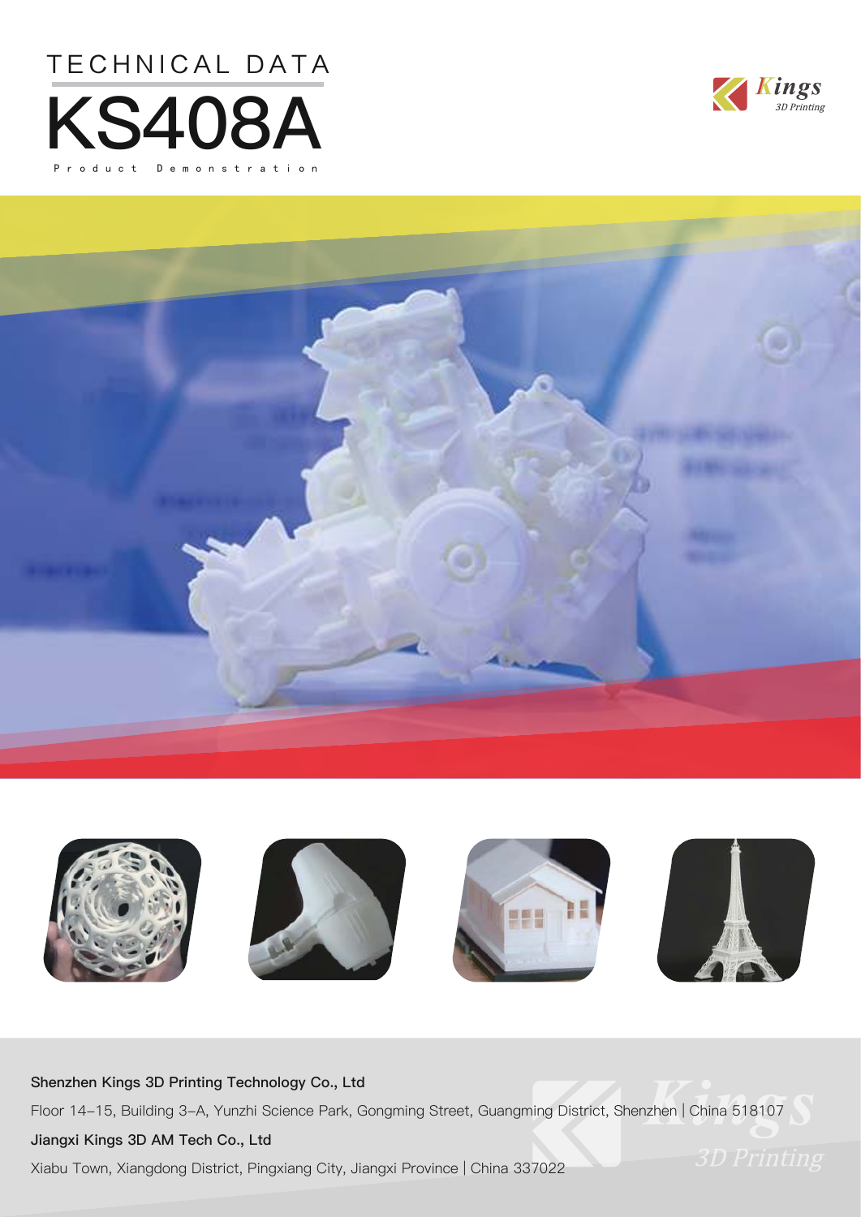TECHNICAL DATA

# KS408A

Product Demonstration

Kings 3D Printing

**Shenzhen Kings 3D Printing Technology Co., Ltd**

Floor 14–15, Building 3–A, Yunzhi Science Park, Gongming Street, Guangming District, Shenzhen | China 518107

**Jiangxi Kings 3D AM Tech Co., Ltd**

Xiabu Town, Xiangdong District, Pingxiang City, Jiangxi Province | China 337022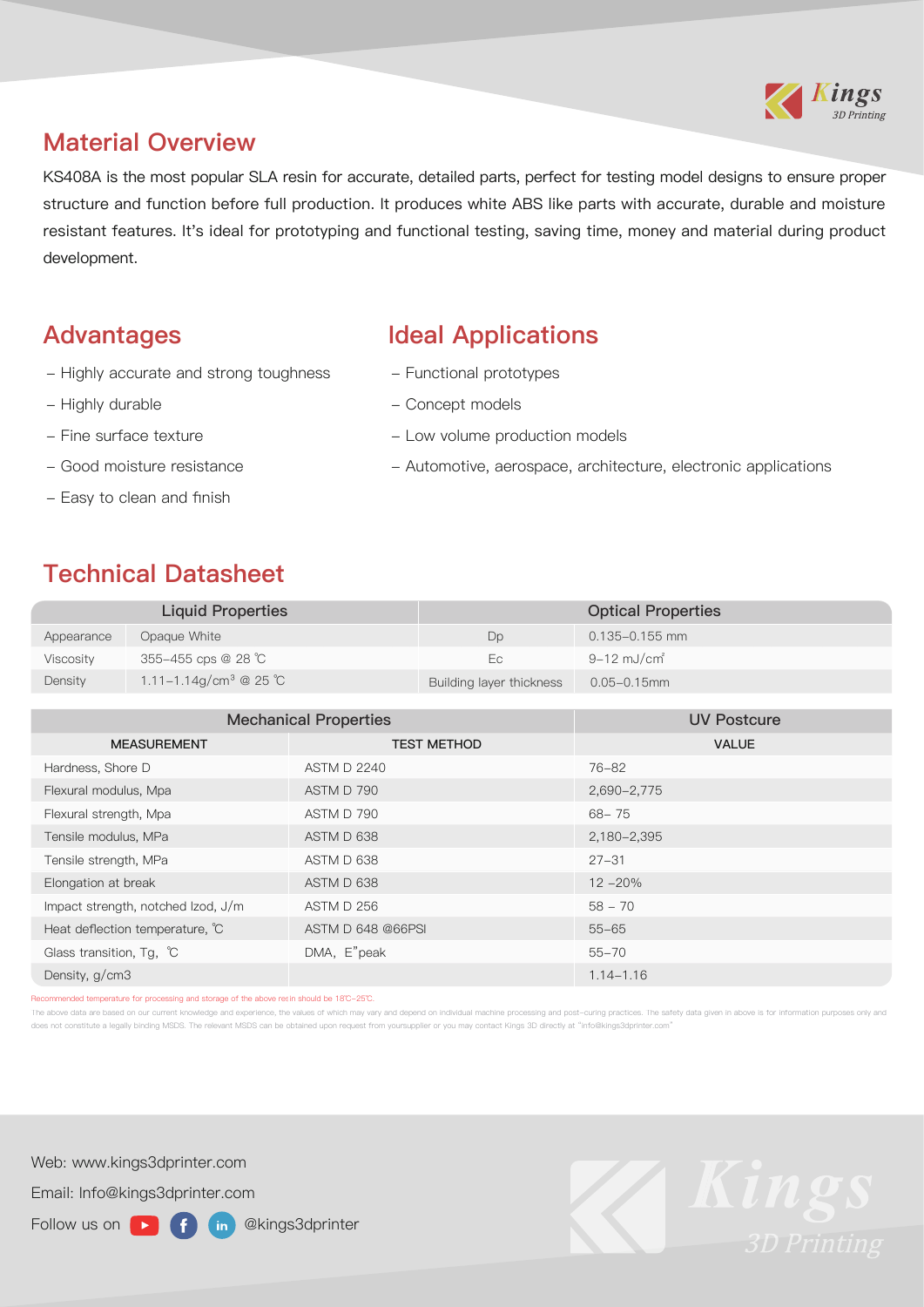## Material Overview

KS408A is the most popular SLA resin for accurate, detailed parts, perfect for testing model designs to ensure proper structure and function before full production. It produces white ABS like parts with accurate, durable and moisture resistant features. It's ideal for prototyping and functional testing, saving time, money and material during product development.

## Advantages

- Highly accurate and strong toughness
- Highly durable
- Fine surface texture
- Good moisture resistance
- Easy to clean and finish

## Ideal Applications

- Functional prototypes
- Concept models
- Low volume production models
- Automotive, aerospace, architecture, electronic applications

## Technical Datasheet

| Liquid Properties | | Optical Properties | |
|---|---|---|---|
| Appearance | Opaque White | Dp | 0.135–0.155 mm |
| Viscosity | 355–455 cps @ 28 ℃ | Ec | 9–12 mJ/cm² |
| Density | 1.11–1.14g/cm³ @ 25 ℃ | Building layer thickness | 0.05–0.15mm |

| Mechanical Properties | | UV Postcure |
|---|---|---|
| MEASUREMENT | TEST METHOD | VALUE |
| Hardness, Shore D | ASTM D 2240 | 76–82 |
| Flexural modulus, Mpa | ASTM D 790 | 2,690–2,775 |
| Flexural strength, Mpa | ASTM D 790 | 68– 75 |
| Tensile modulus, MPa | ASTM D 638 | 2,180–2,395 |
| Tensile strength, MPa | ASTM D 638 | 27–31 |
| Elongation at break | ASTM D 638 | 12 –20% |
| Impact strength, notched Izod, J/m | ASTM D 256 | 58 – 70 |
| Heat deflection temperature, ℃ | ASTM D 648 @66PSI | 55–65 |
| Glass transition, Tg, ℃ | DMA, E"peak | 55–70 |
| Density, g/cm3 | | 1.14–1.16 |

Recommended temperature for processing and storage of the above resin should be 18℃–25℃.

The above data are based on our current knowledge and experience, the values of which may vary and depend on individual machine processing and post-curing practices. The safety data given in above is for information purposes only and does not constitute a legally binding MSDS. The relevant MSDS can be obtained upon request from yoursupplier or you may contact Kings 3D directly at "info@kings3dprinter.com"

Web: www.kings3dprinter.com

Email: Info@kings3dprinter.com

Follow us on @kings3dprinter